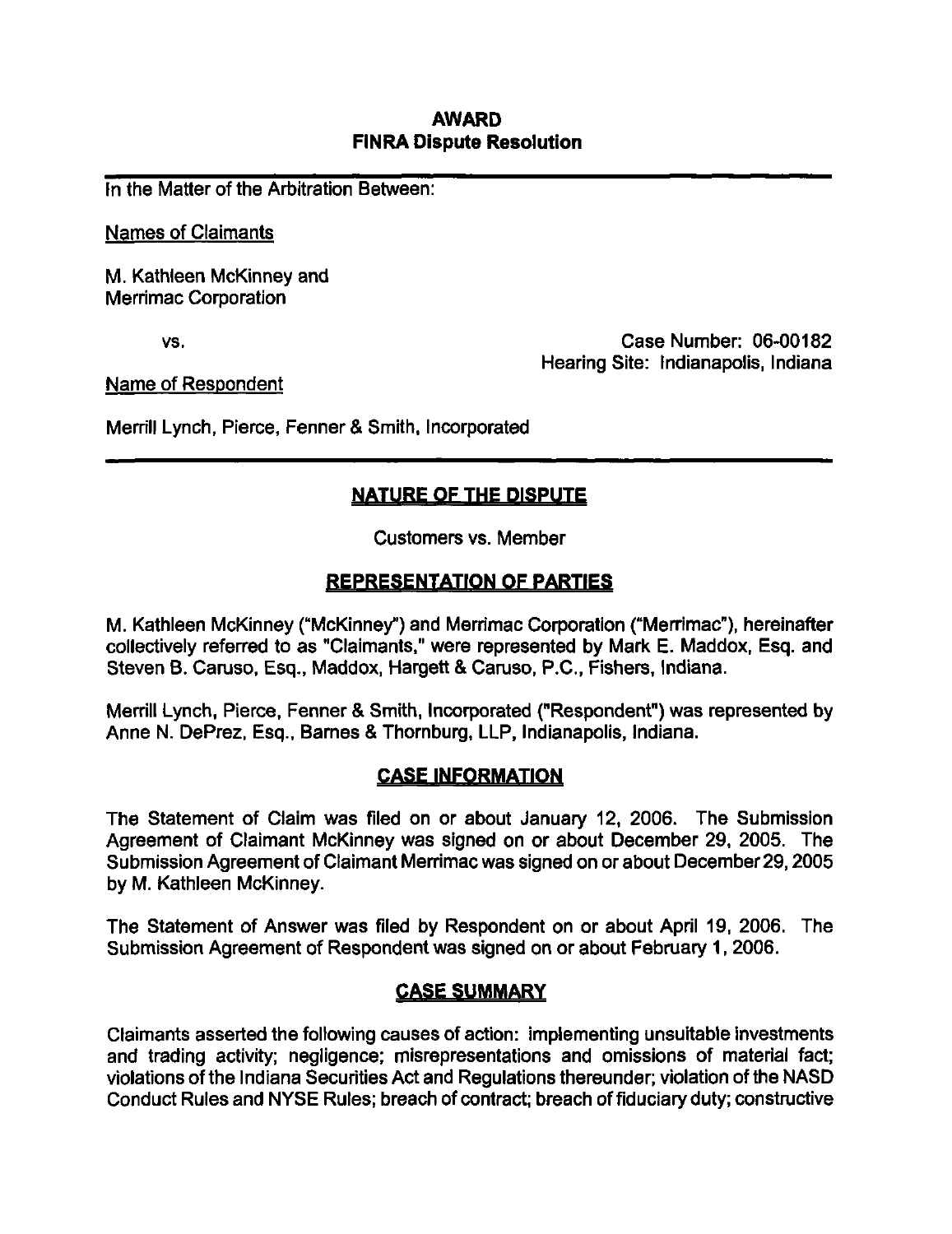# AWARD
## FINRA Dispute Resolution

In the Matter of the Arbitration Between:

Names of Claimants

M. Kathleen McKinney and
Merrimac Corporation

vs.

Case Number: 06-00182
Hearing Site: Indianapolis, Indiana

Name of Respondent

Merrill Lynch, Pierce, Fenner & Smith, Incorporated

## NATURE OF THE DISPUTE

Customers vs. Member

## REPRESENTATION OF PARTIES

M. Kathleen McKinney ("McKinney") and Merrimac Corporation ("Merrimac"), hereinafter collectively referred to as "Claimants," were represented by Mark E. Maddox, Esq. and Steven B. Caruso, Esq., Maddox, Hargett & Caruso, P.C., Fishers, Indiana.

Merrill Lynch, Pierce, Fenner & Smith, Incorporated ("Respondent") was represented by Anne N. DePrez, Esq., Barnes & Thornburg, LLP, Indianapolis, Indiana.

## CASE INFORMATION

The Statement of Claim was filed on or about January 12, 2006. The Submission Agreement of Claimant McKinney was signed on or about December 29, 2005. The Submission Agreement of Claimant Merrimac was signed on or about December 29, 2005 by M. Kathleen McKinney.

The Statement of Answer was filed by Respondent on or about April 19, 2006. The Submission Agreement of Respondent was signed on or about February 1, 2006.

## CASE SUMMARY

Claimants asserted the following causes of action: implementing unsuitable investments and trading activity; negligence; misrepresentations and omissions of material fact; violations of the Indiana Securities Act and Regulations thereunder; violation of the NASD Conduct Rules and NYSE Rules; breach of contract; breach of fiduciary duty; constructive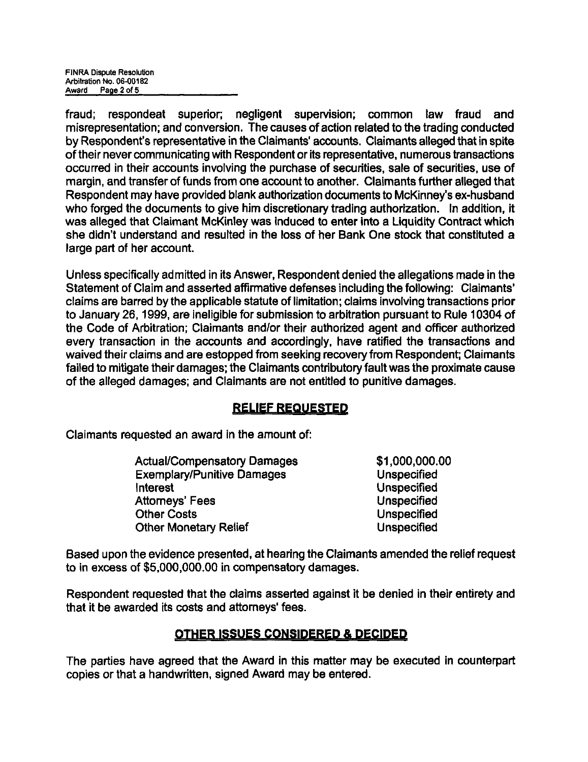fraud; respondeat superior; negligent supervision; common law fraud and misrepresentation; and conversion. The causes of action related to the trading conducted by Respondent's representative in the Claimants' accounts. Claimants alleged that in spite of their never communicating with Respondent or its representative, numerous transactions occurred in their accounts involving the purchase of securities, sale of securities, use of margin, and transfer of funds from one account to another. Claimants further alleged that Respondent may have provided blank authorization documents to McKinney's ex-husband who forged the documents to give him discretionary trading authorization. In addition, it was alleged that Claimant McKinley was induced to enter into a Liquidity Contract which she didn't understand and resulted in the loss of her Bank One stock that constituted a large part of her account.

Unless specifically admitted in its Answer, Respondent denied the allegations made in the Statement of Claim and asserted affirmative defenses including the following: Claimants' claims are barred by the applicable statute of limitation; claims involving transactions prior to January 26, 1999, are ineligible for submission to arbitration pursuant to Rule 10304 of the Code of Arbitration; Claimants and/or their authorized agent and officer authorized every transaction in the accounts and accordingly, have ratified the transactions and waived their claims and are estopped from seeking recovery from Respondent; Claimants failed to mitigate their damages; the Claimants contributory fault was the proximate cause of the alleged damages; and Claimants are not entitled to punitive damages.

## RELIEF REQUESTED

Claimants requested an award in the amount of:

| | |
|---|---|
| Actual/Compensatory Damages | $1,000,000.00 |
| Exemplary/Punitive Damages | Unspecified |
| Interest | Unspecified |
| Attorneys' Fees | Unspecified |
| Other Costs | Unspecified |
| Other Monetary Relief | Unspecified |

Based upon the evidence presented, at hearing the Claimants amended the relief request to in excess of $5,000,000.00 in compensatory damages.

Respondent requested that the claims asserted against it be denied in their entirety and that it be awarded its costs and attorneys' fees.

## OTHER ISSUES CONSIDERED & DECIDED

The parties have agreed that the Award in this matter may be executed in counterpart copies or that a handwritten, signed Award may be entered.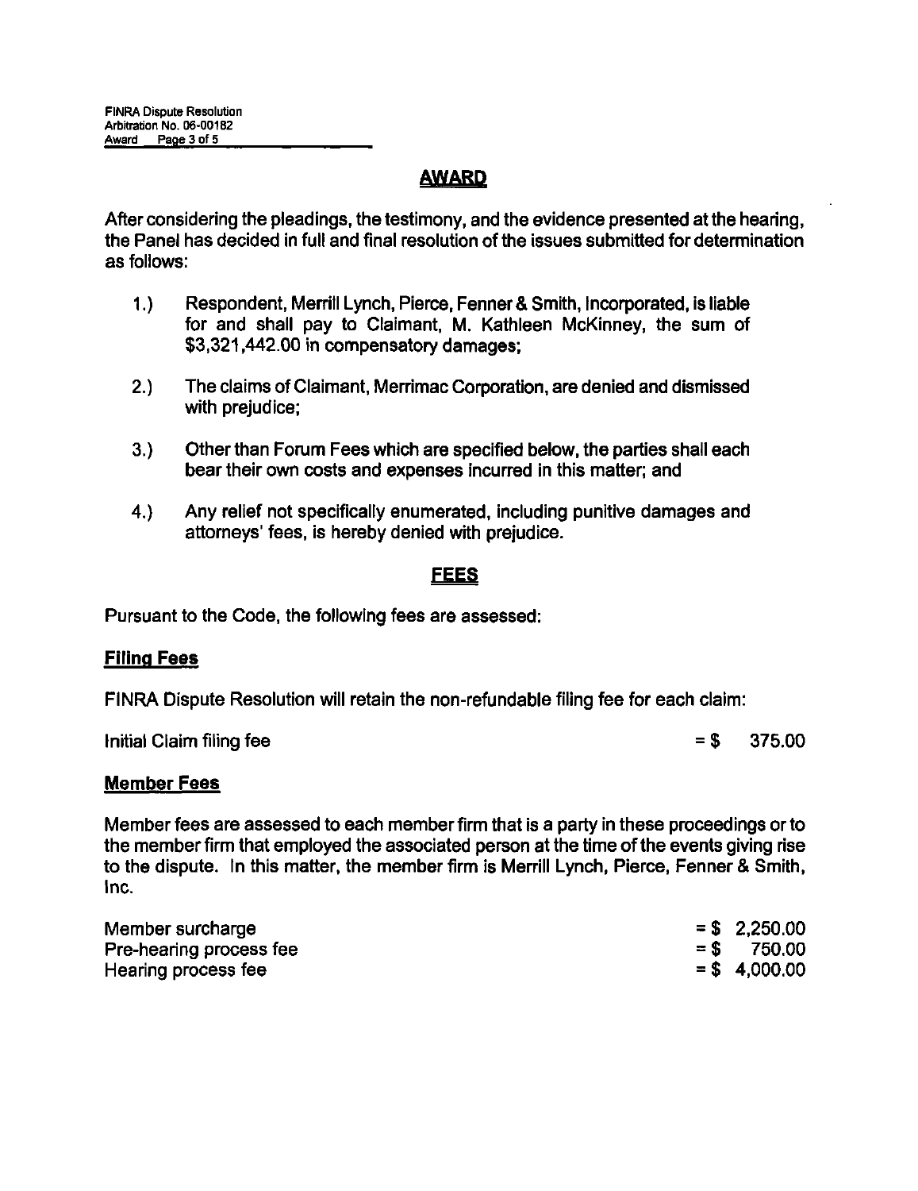## AWARD

After considering the pleadings, the testimony, and the evidence presented at the hearing, the Panel has decided in full and final resolution of the issues submitted for determination as follows:

1.) Respondent, Merrill Lynch, Pierce, Fenner & Smith, Incorporated, is liable for and shall pay to Claimant, M. Kathleen McKinney, the sum of $3,321,442.00 in compensatory damages;

2.) The claims of Claimant, Merrimac Corporation, are denied and dismissed with prejudice;

3.) Other than Forum Fees which are specified below, the parties shall each bear their own costs and expenses incurred in this matter; and

4.) Any relief not specifically enumerated, including punitive damages and attorneys' fees, is hereby denied with prejudice.

## FEES

Pursuant to the Code, the following fees are assessed:

### Filing Fees

FINRA Dispute Resolution will retain the non-refundable filing fee for each claim:

Initial Claim filing fee = $ 375.00

### Member Fees

Member fees are assessed to each member firm that is a party in these proceedings or to the member firm that employed the associated person at the time of the events giving rise to the dispute. In this matter, the member firm is Merrill Lynch, Pierce, Fenner & Smith, Inc.

| | |
|---|---|
| Member surcharge | = $ 2,250.00 |
| Pre-hearing process fee | = $ 750.00 |
| Hearing process fee | = $ 4,000.00 |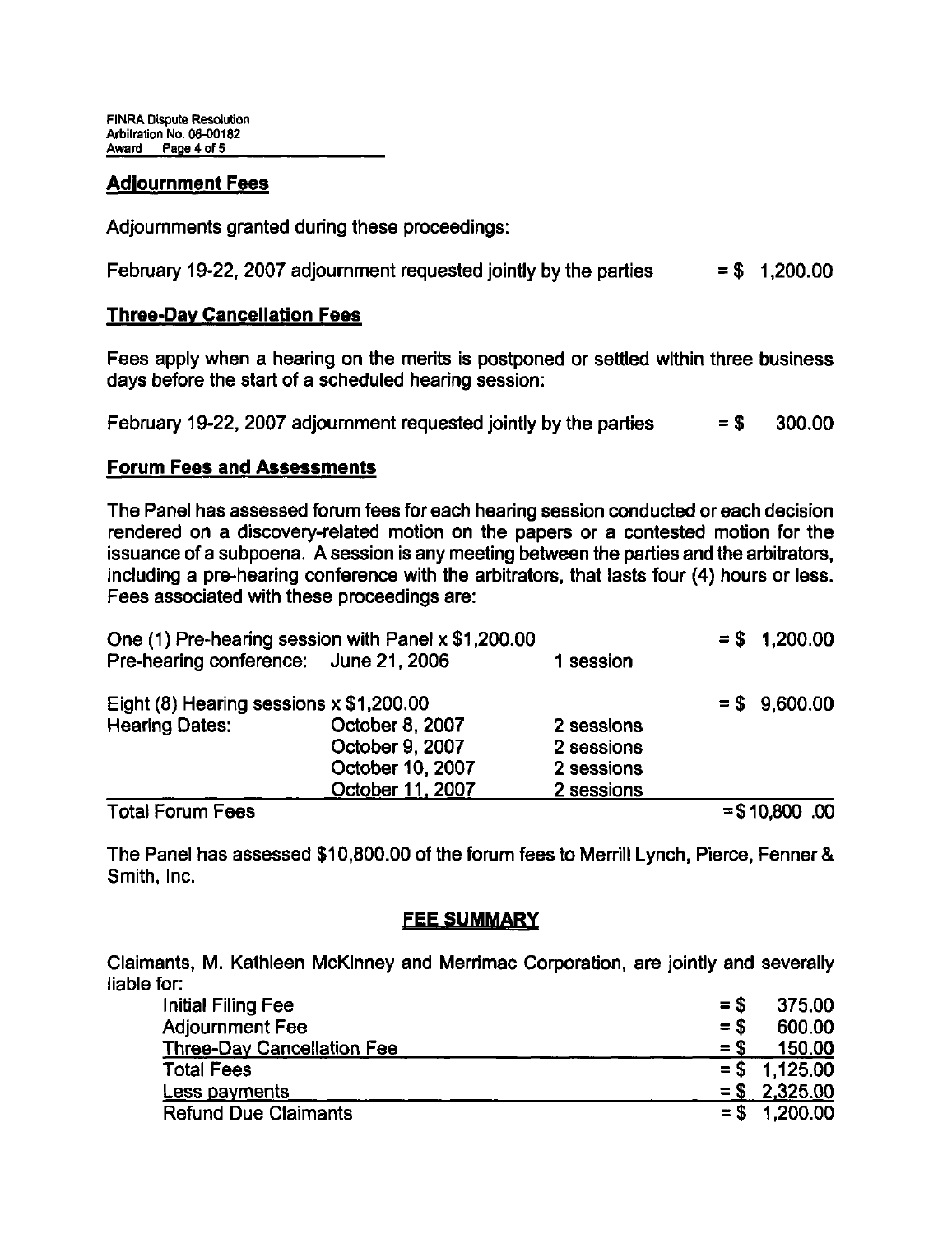## Adjournment Fees

Adjournments granted during these proceedings:

February 19-22, 2007 adjournment requested jointly by the parties = $ 1,200.00

## Three-Day Cancellation Fees

Fees apply when a hearing on the merits is postponed or settled within three business days before the start of a scheduled hearing session:

February 19-22, 2007 adjournment requested jointly by the parties = $ 300.00

## Forum Fees and Assessments

The Panel has assessed forum fees for each hearing session conducted or each decision rendered on a discovery-related motion on the papers or a contested motion for the issuance of a subpoena. A session is any meeting between the parties and the arbitrators, including a pre-hearing conference with the arbitrators, that lasts four (4) hours or less. Fees associated with these proceedings are:

| | | | |
|---|---|---|---|
| One (1) Pre-hearing session with Panel x $1,200.00 | | | = $ 1,200.00 |
| Pre-hearing conference: | June 21, 2006 | 1 session | |
| Eight (8) Hearing sessions x $1,200.00 | | | = $ 9,600.00 |
| Hearing Dates: | October 8, 2007 | 2 sessions | |
| | October 9, 2007 | 2 sessions | |
| | October 10, 2007 | 2 sessions | |
| | October 11, 2007 | 2 sessions | |
| Total Forum Fees | | | = $10,800 .00 |

The Panel has assessed $10,800.00 of the forum fees to Merrill Lynch, Pierce, Fenner & Smith, Inc.

## FEE SUMMARY

Claimants, M. Kathleen McKinney and Merrimac Corporation, are jointly and severally liable for:

| | |
|---|---|
| Initial Filing Fee | = $ 375.00 |
| Adjournment Fee | = $ 600.00 |
| Three-Day Cancellation Fee | = $ 150.00 |
| Total Fees | = $ 1,125.00 |
| Less payments | = $ 2,325.00 |
| Refund Due Claimants | = $ 1,200.00 |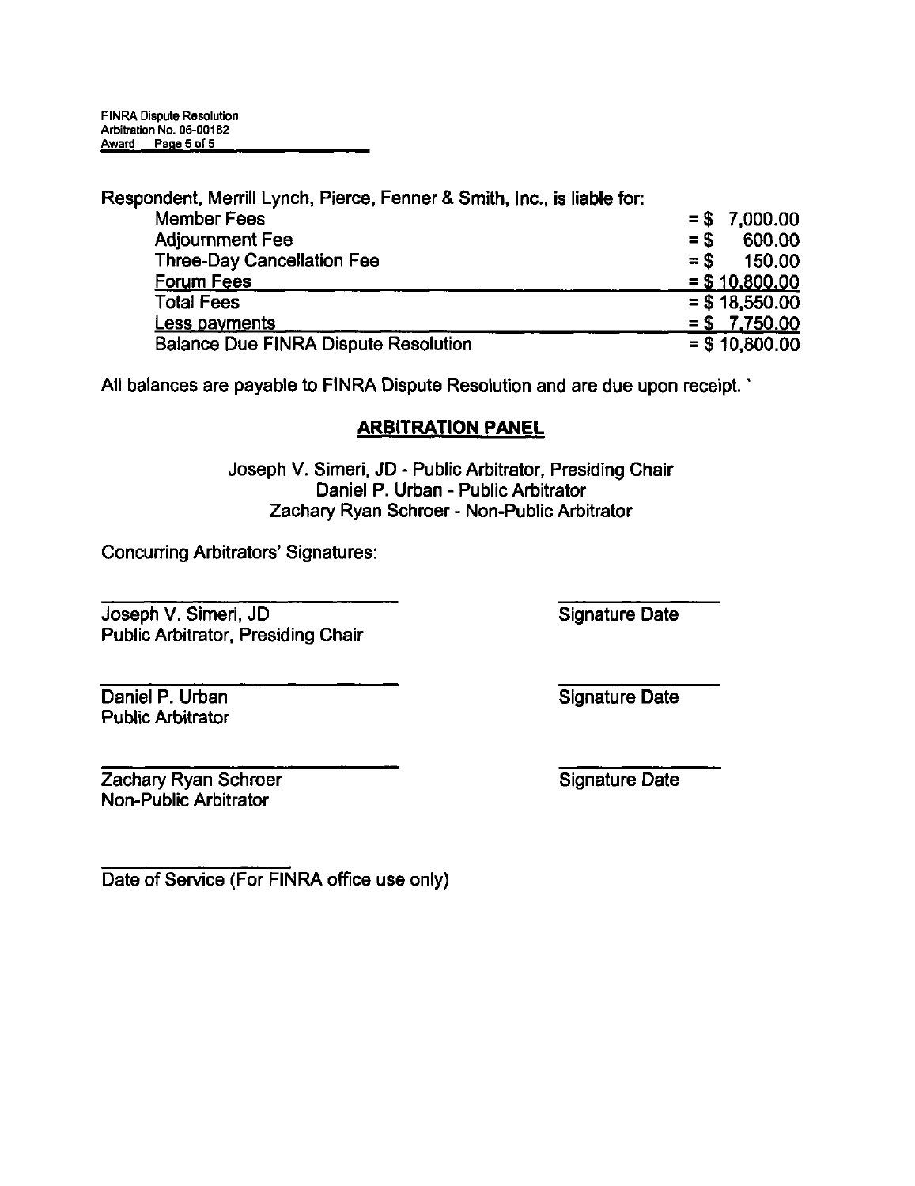Respondent, Merrill Lynch, Pierce, Fenner & Smith, Inc., is liable for:

| | |
|---|---|
| Member Fees | = $ 7,000.00 |
| Adjournment Fee | = $ 600.00 |
| Three-Day Cancellation Fee | = $ 150.00 |
| Forum Fees | = $ 10,800.00 |
| Total Fees | = $ 18,550.00 |
| Less payments | = $ 7,750.00 |
| Balance Due FINRA Dispute Resolution | = $ 10,800.00 |

All balances are payable to FINRA Dispute Resolution and are due upon receipt.

## ARBITRATION PANEL

Joseph V. Simeri, JD - Public Arbitrator, Presiding Chair
Daniel P. Urban - Public Arbitrator
Zachary Ryan Schroer - Non-Public Arbitrator

Concurring Arbitrators' Signatures:

\_\_\_\_\_\_\_\_\_\_\_\_\_\_\_\_\_\_\_\_\_\_\_\_ \_\_\_\_\_\_\_\_\_\_\_\_\_\_
Joseph V. Simeri, JD — Signature Date
Public Arbitrator, Presiding Chair

\_\_\_\_\_\_\_\_\_\_\_\_\_\_\_\_\_\_\_\_\_\_\_\_ \_\_\_\_\_\_\_\_\_\_\_\_\_\_
Daniel P. Urban — Signature Date
Public Arbitrator

\_\_\_\_\_\_\_\_\_\_\_\_\_\_\_\_\_\_\_\_\_\_\_\_ \_\_\_\_\_\_\_\_\_\_\_\_\_\_
Zachary Ryan Schroer — Signature Date
Non-Public Arbitrator

\_\_\_\_\_\_\_\_\_\_\_\_\_\_\_\_\_\_
Date of Service (For FINRA office use only)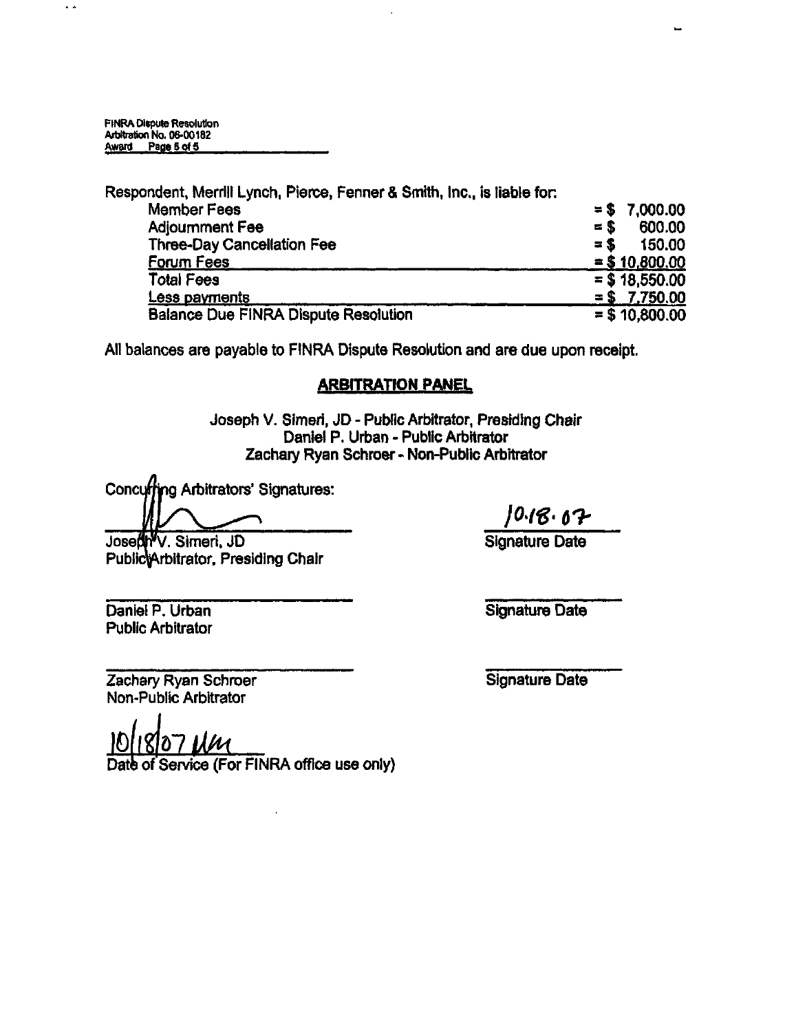FINRA Dispute Resolution
Arbitration No. 06-00182
Award

Respondent, Merrill Lynch, Pierce, Fenner & Smith, Inc., is liable for:

| | |
|---|---|
| Member Fees | = $ 7,000.00 |
| Adjournment Fee | = $ 600.00 |
| Three-Day Cancellation Fee | = $ 150.00 |
| Forum Fees | = $ 10,800.00 |
| Total Fees | = $ 18,550.00 |
| Less payments | = $ 7,750.00 |
| Balance Due FINRA Dispute Resolution | = $ 10,800.00 |

All balances are payable to FINRA Dispute Resolution and are due upon receipt.

## ARBITRATION PANEL

Joseph V. Simeri, JD - Public Arbitrator, Presiding Chair
Daniel P. Urban - Public Arbitrator
Zachary Ryan Schroer - Non-Public Arbitrator

Concurring Arbitrators' Signatures:

| | |
|---|---|
| Joseph V. Simeri, JD<br>Public Arbitrator, Presiding Chair | 10.18.07<br>Signature Date |
| Daniel P. Urban<br>Public Arbitrator | Signature Date |
| Zachary Ryan Schroer<br>Non-Public Arbitrator | Signature Date |

10/18/07 UM
Date of Service (For FINRA office use only)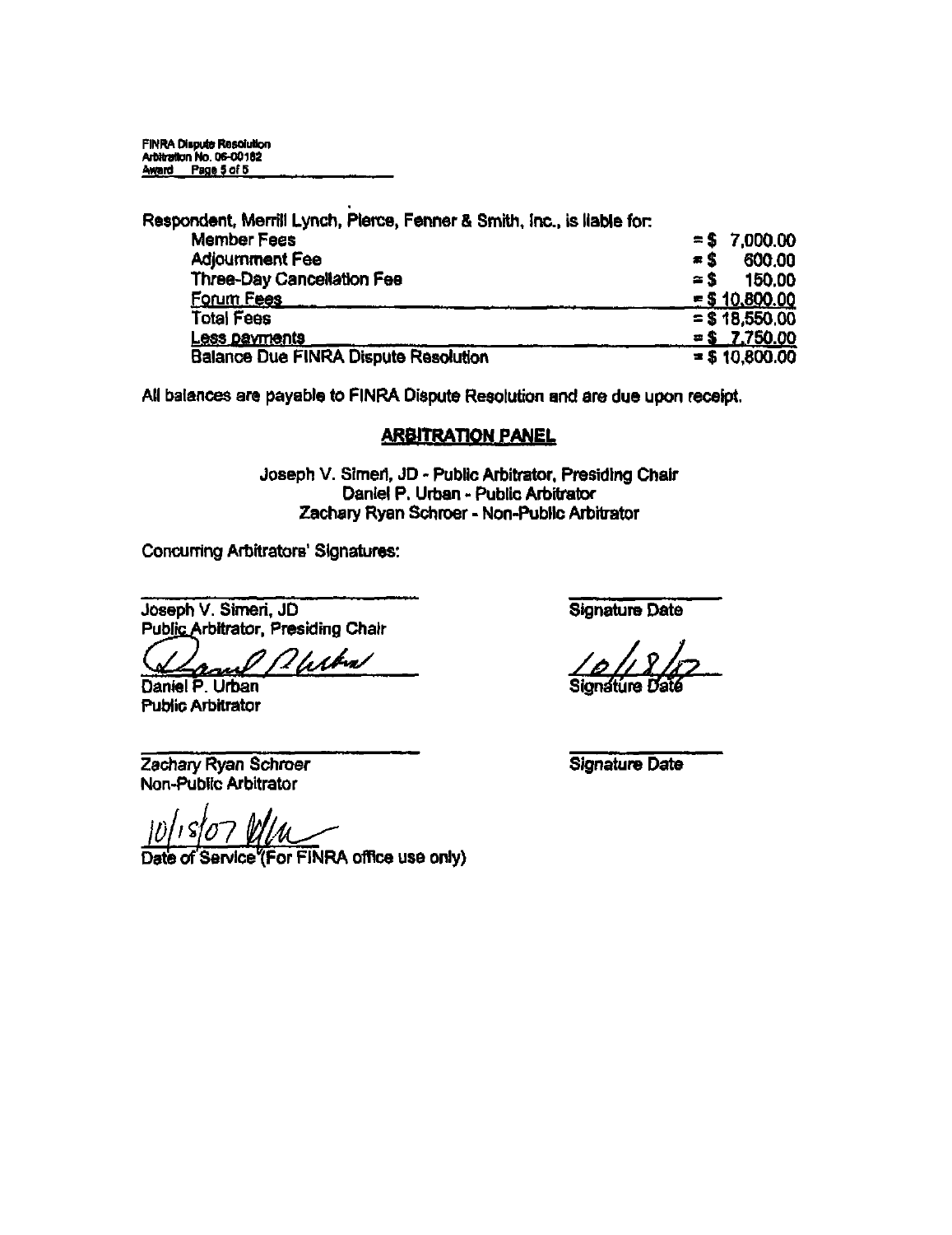Respondent, Merrill Lynch, Pierce, Fenner & Smith, Inc., is liable for:

| | |
|---|---|
| Member Fees | = $ 7,000.00 |
| Adjournment Fee | = $ 600.00 |
| Three-Day Cancellation Fee | = $ 150.00 |
| Forum Fees | = $ 10,800.00 |
| Total Fees | = $ 18,550.00 |
| Less payments | = $ 7,750.00 |
| Balance Due FINRA Dispute Resolution | = $ 10,800.00 |

All balances are payable to FINRA Dispute Resolution and are due upon receipt.

## ARBITRATION PANEL

Joseph V. Simeri, JD - Public Arbitrator, Presiding Chair
Daniel P. Urban - Public Arbitrator
Zachary Ryan Schroer - Non-Public Arbitrator

Concurring Arbitrators' Signatures:

| | |
|---|---|
| Joseph V. Simeri, JD<br>Public Arbitrator, Presiding Chair | Signature Date |
| *Daniel P. Urban* (signature)<br>Daniel P. Urban<br>Public Arbitrator | 10/18/07<br>Signature Date |
| Zachary Ryan Schroer<br>Non-Public Arbitrator | Signature Date |

10/18/07

Date of Service (For FINRA office use only)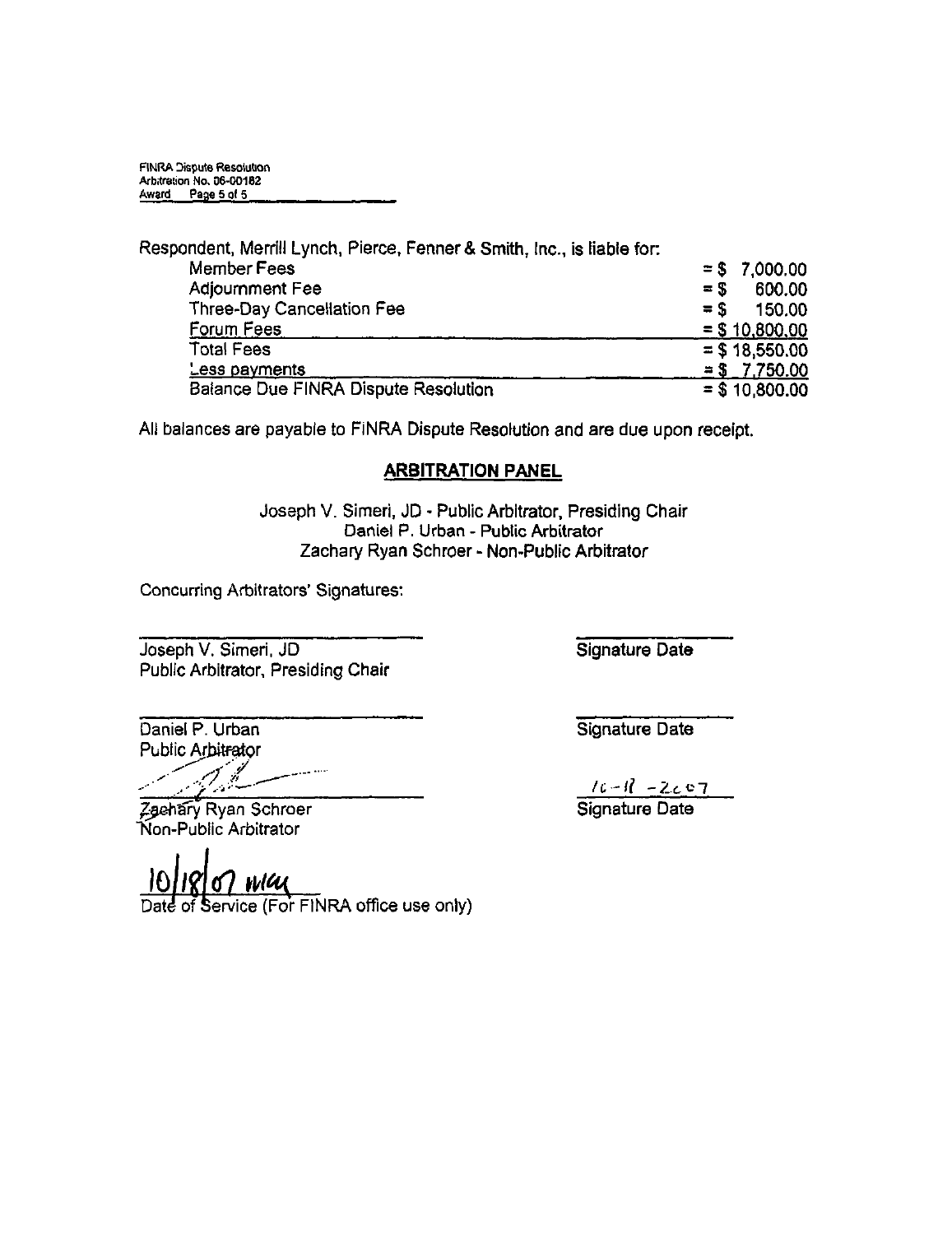Respondent, Merrill Lynch, Pierce, Fenner & Smith, Inc., is liable for:

| | |
|---|---|
| Member Fees | = $ 7,000.00 |
| Adjournment Fee | = $ 600.00 |
| Three-Day Cancellation Fee | = $ 150.00 |
| Forum Fees | = $ 10,800.00 |
| Total Fees | = $ 18,550.00 |
| Less payments | = $ 7,750.00 |
| Balance Due FINRA Dispute Resolution | = $ 10,800.00 |

All balances are payable to FINRA Dispute Resolution and are due upon receipt.

## ARBITRATION PANEL

Joseph V. Simeri, JD - Public Arbitrator, Presiding Chair
Daniel P. Urban - Public Arbitrator
Zachary Ryan Schroer - Non-Public Arbitrator

Concurring Arbitrators' Signatures:

| | |
|---|---|
| Joseph V. Simeri, JD<br>Public Arbitrator, Presiding Chair | Signature Date |
| Daniel P. Urban<br>Public Arbitrator | Signature Date |
| Zachary Ryan Schroer<br>Non-Public Arbitrator | 10-18-2007<br>Signature Date |

10/18/07 wlcy
Date of Service (For FINRA office use only)